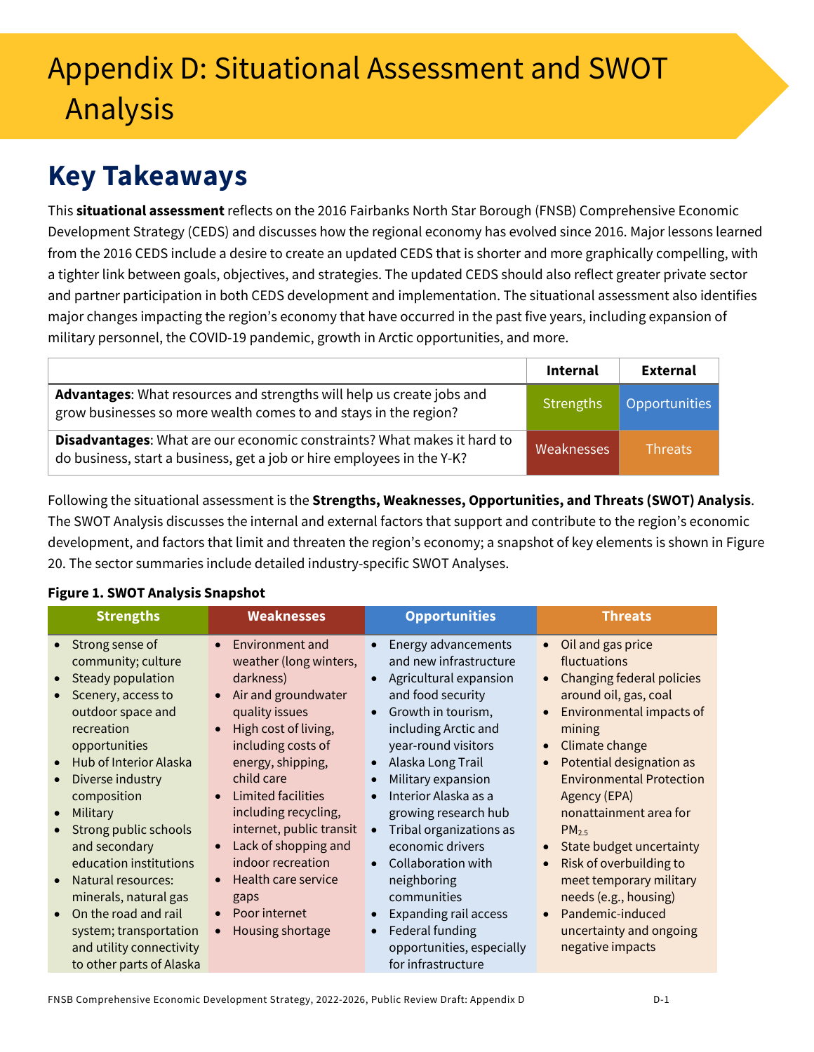# Appendix D: Situational Assessment and SWOT Analysis

## Key Takeaways

This **situational assessment** reflects on the 2016 Fairbanks North Star Borough (FNSB) Comprehensive Economic Development Strategy (CEDS) and discusses how the regional economy has evolved since 2016. Major lessons learned from the 2016 CEDS include a desire to create an updated CEDS that is shorter and more graphically compelling, with a tighter link between goals, objectives, and strategies. The updated CEDS should also reflect greater private sector and partner participation in both CEDS development and implementation. The situational assessment also identifies major changes impacting the region's economy that have occurred in the past five years, including expansion of military personnel, the COVID-19 pandemic, growth in Arctic opportunities, and more.

| | Internal | External |
|---|---|---|
| **Advantages**: What resources and strengths will help us create jobs and grow businesses so more wealth comes to and stays in the region? | Strengths | Opportunities |
| **Disadvantages**: What are our economic constraints? What makes it hard to do business, start a business, get a job or hire employees in the Y-K? | Weaknesses | Threats |

Following the situational assessment is the **Strengths, Weaknesses, Opportunities, and Threats (SWOT) Analysis**. The SWOT Analysis discusses the internal and external factors that support and contribute to the region's economic development, and factors that limit and threaten the region's economy; a snapshot of key elements is shown in Figure 20. The sector summaries include detailed industry-specific SWOT Analyses.

**Figure 1. SWOT Analysis Snapshot**

| Strengths | Weaknesses | Opportunities | Threats |
|---|---|---|---|
| • Strong sense of community; culture<br>• Steady population<br>• Scenery, access to outdoor space and recreation opportunities<br>• Hub of Interior Alaska<br>• Diverse industry composition<br>• Military<br>• Strong public schools and secondary education institutions<br>• Natural resources: minerals, natural gas<br>• On the road and rail system; transportation and utility connectivity to other parts of Alaska | • Environment and weather (long winters, darkness)<br>• Air and groundwater quality issues<br>• High cost of living, including costs of energy, shipping, child care<br>• Limited facilities including recycling, internet, public transit<br>• Lack of shopping and indoor recreation<br>• Health care service gaps<br>• Poor internet<br>• Housing shortage | • Energy advancements and new infrastructure<br>• Agricultural expansion and food security<br>• Growth in tourism, including Arctic and year-round visitors<br>• Alaska Long Trail<br>• Military expansion<br>• Interior Alaska as a growing research hub<br>• Tribal organizations as economic drivers<br>• Collaboration with neighboring communities<br>• Expanding rail access<br>• Federal funding opportunities, especially for infrastructure | • Oil and gas price fluctuations<br>• Changing federal policies around oil, gas, coal<br>• Environmental impacts of mining<br>• Climate change<br>• Potential designation as Environmental Protection Agency (EPA) nonattainment area for $PM_{2.5}$<br>• State budget uncertainty<br>• Risk of overbuilding to meet temporary military needs (e.g., housing)<br>• Pandemic-induced uncertainty and ongoing negative impacts |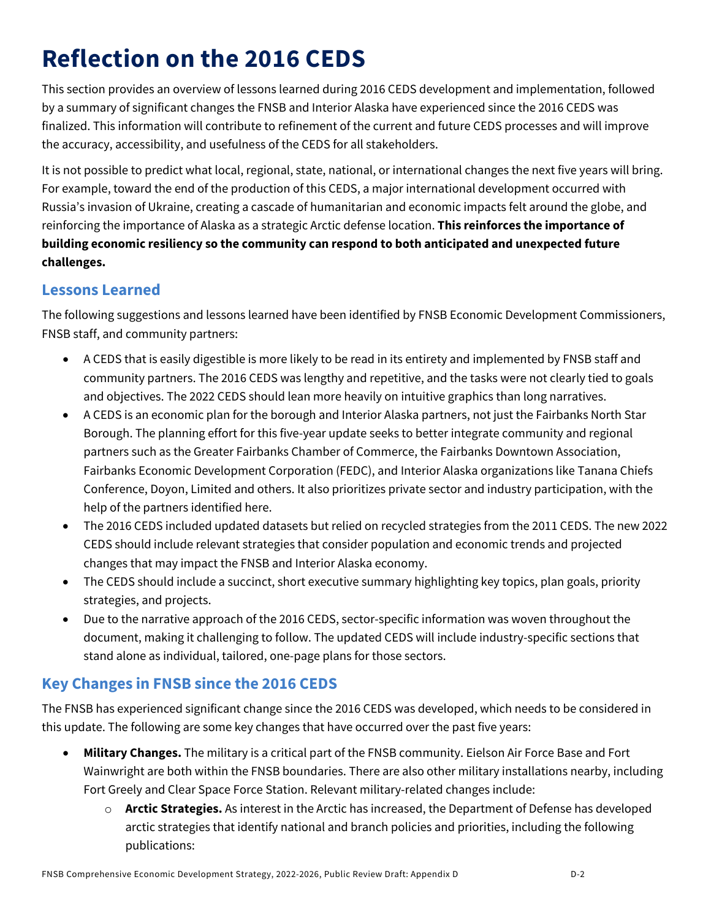# Reflection on the 2016 CEDS

This section provides an overview of lessons learned during 2016 CEDS development and implementation, followed by a summary of significant changes the FNSB and Interior Alaska have experienced since the 2016 CEDS was finalized. This information will contribute to refinement of the current and future CEDS processes and will improve the accuracy, accessibility, and usefulness of the CEDS for all stakeholders.

It is not possible to predict what local, regional, state, national, or international changes the next five years will bring. For example, toward the end of the production of this CEDS, a major international development occurred with Russia's invasion of Ukraine, creating a cascade of humanitarian and economic impacts felt around the globe, and reinforcing the importance of Alaska as a strategic Arctic defense location. **This reinforces the importance of building economic resiliency so the community can respond to both anticipated and unexpected future challenges.**

## Lessons Learned

The following suggestions and lessons learned have been identified by FNSB Economic Development Commissioners, FNSB staff, and community partners:

- A CEDS that is easily digestible is more likely to be read in its entirety and implemented by FNSB staff and community partners. The 2016 CEDS was lengthy and repetitive, and the tasks were not clearly tied to goals and objectives. The 2022 CEDS should lean more heavily on intuitive graphics than long narratives.
- A CEDS is an economic plan for the borough and Interior Alaska partners, not just the Fairbanks North Star Borough. The planning effort for this five-year update seeks to better integrate community and regional partners such as the Greater Fairbanks Chamber of Commerce, the Fairbanks Downtown Association, Fairbanks Economic Development Corporation (FEDC), and Interior Alaska organizations like Tanana Chiefs Conference, Doyon, Limited and others. It also prioritizes private sector and industry participation, with the help of the partners identified here.
- The 2016 CEDS included updated datasets but relied on recycled strategies from the 2011 CEDS. The new 2022 CEDS should include relevant strategies that consider population and economic trends and projected changes that may impact the FNSB and Interior Alaska economy.
- The CEDS should include a succinct, short executive summary highlighting key topics, plan goals, priority strategies, and projects.
- Due to the narrative approach of the 2016 CEDS, sector-specific information was woven throughout the document, making it challenging to follow. The updated CEDS will include industry-specific sections that stand alone as individual, tailored, one-page plans for those sectors.

## Key Changes in FNSB since the 2016 CEDS

The FNSB has experienced significant change since the 2016 CEDS was developed, which needs to be considered in this update. The following are some key changes that have occurred over the past five years:

- **Military Changes.** The military is a critical part of the FNSB community. Eielson Air Force Base and Fort Wainwright are both within the FNSB boundaries. There are also other military installations nearby, including Fort Greely and Clear Space Force Station. Relevant military-related changes include:
  - **Arctic Strategies.** As interest in the Arctic has increased, the Department of Defense has developed arctic strategies that identify national and branch policies and priorities, including the following publications: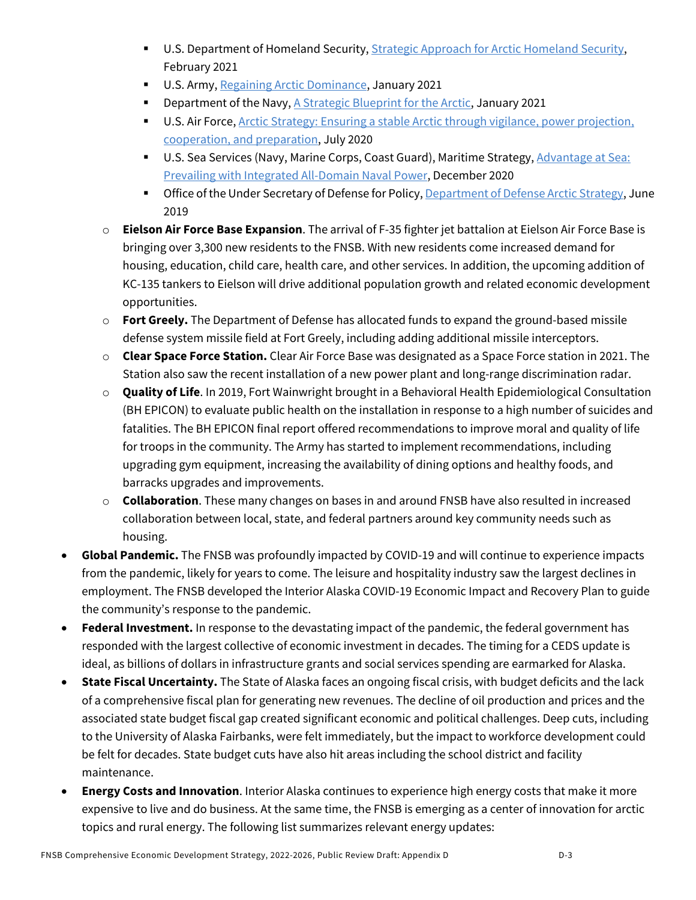- U.S. Department of Homeland Security, [Strategic Approach for Arctic Homeland Security](), February 2021
        - U.S. Army, [Regaining Arctic Dominance](), January 2021
        - Department of the Navy, [A Strategic Blueprint for the Arctic](), January 2021
        - U.S. Air Force, [Arctic Strategy: Ensuring a stable Arctic through vigilance, power projection, cooperation, and preparation](), July 2020
        - U.S. Sea Services (Navy, Marine Corps, Coast Guard), Maritime Strategy, [Advantage at Sea: Prevailing with Integrated All-Domain Naval Power](), December 2020
        - Office of the Under Secretary of Defense for Policy, [Department of Defense Arctic Strategy](), June 2019
    - **Eielson Air Force Base Expansion**. The arrival of F-35 fighter jet battalion at Eielson Air Force Base is bringing over 3,300 new residents to the FNSB. With new residents come increased demand for housing, education, child care, health care, and other services. In addition, the upcoming addition of KC-135 tankers to Eielson will drive additional population growth and related economic development opportunities.
    - **Fort Greely.** The Department of Defense has allocated funds to expand the ground-based missile defense system missile field at Fort Greely, including adding additional missile interceptors.
    - **Clear Space Force Station.** Clear Air Force Base was designated as a Space Force station in 2021. The Station also saw the recent installation of a new power plant and long-range discrimination radar.
    - **Quality of Life**. In 2019, Fort Wainwright brought in a Behavioral Health Epidemiological Consultation (BH EPICON) to evaluate public health on the installation in response to a high number of suicides and fatalities. The BH EPICON final report offered recommendations to improve moral and quality of life for troops in the community. The Army has started to implement recommendations, including upgrading gym equipment, increasing the availability of dining options and healthy foods, and barracks upgrades and improvements.
    - **Collaboration**. These many changes on bases in and around FNSB have also resulted in increased collaboration between local, state, and federal partners around key community needs such as housing.
- **Global Pandemic.** The FNSB was profoundly impacted by COVID-19 and will continue to experience impacts from the pandemic, likely for years to come. The leisure and hospitality industry saw the largest declines in employment. The FNSB developed the Interior Alaska COVID-19 Economic Impact and Recovery Plan to guide the community's response to the pandemic.
- **Federal Investment.** In response to the devastating impact of the pandemic, the federal government has responded with the largest collective of economic investment in decades. The timing for a CEDS update is ideal, as billions of dollars in infrastructure grants and social services spending are earmarked for Alaska.
- **State Fiscal Uncertainty.** The State of Alaska faces an ongoing fiscal crisis, with budget deficits and the lack of a comprehensive fiscal plan for generating new revenues. The decline of oil production and prices and the associated state budget fiscal gap created significant economic and political challenges. Deep cuts, including to the University of Alaska Fairbanks, were felt immediately, but the impact to workforce development could be felt for decades. State budget cuts have also hit areas including the school district and facility maintenance.
- **Energy Costs and Innovation**. Interior Alaska continues to experience high energy costs that make it more expensive to live and do business. At the same time, the FNSB is emerging as a center of innovation for arctic topics and rural energy. The following list summarizes relevant energy updates: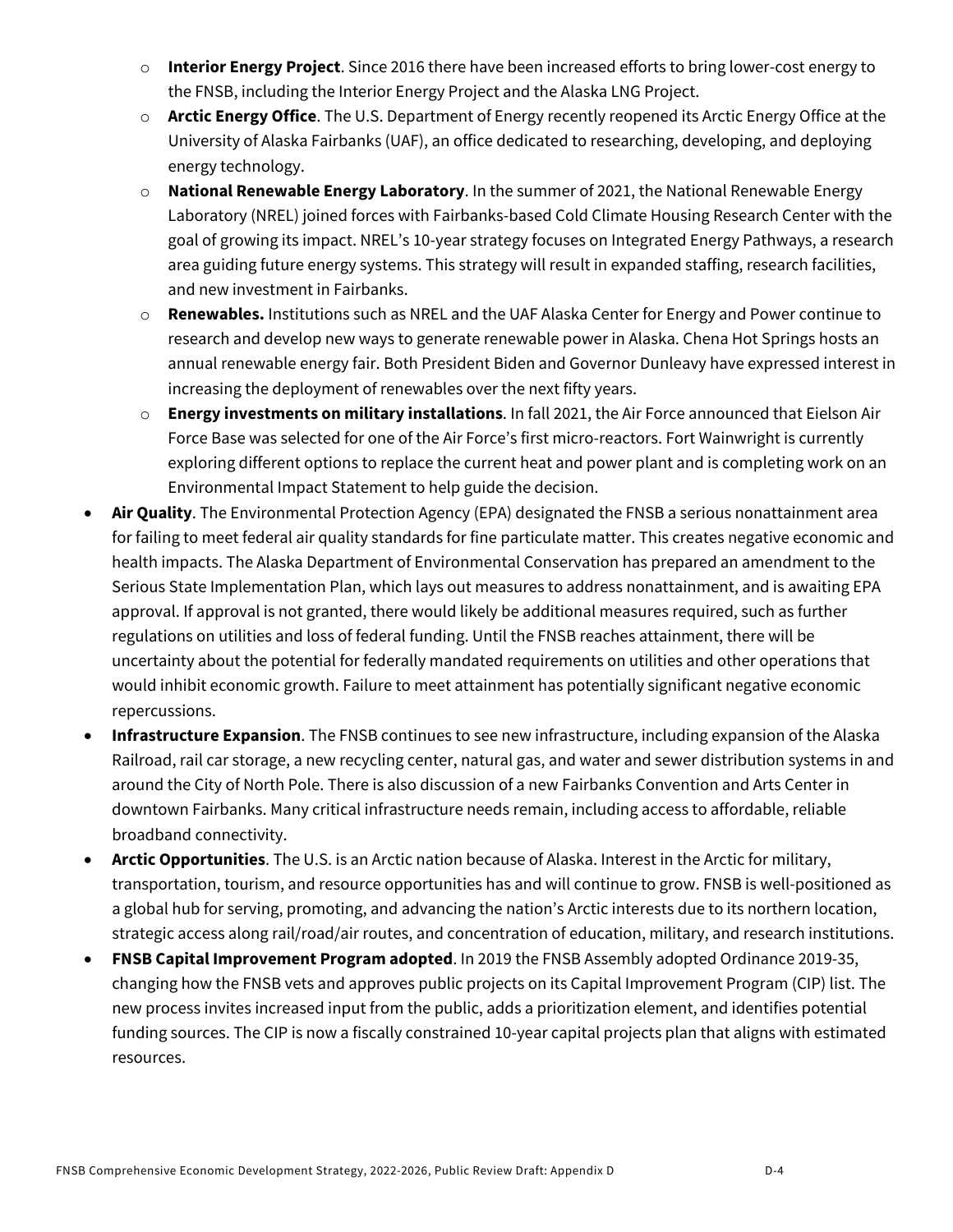- **Interior Energy Project**. Since 2016 there have been increased efforts to bring lower-cost energy to the FNSB, including the Interior Energy Project and the Alaska LNG Project.
  - **Arctic Energy Office**. The U.S. Department of Energy recently reopened its Arctic Energy Office at the University of Alaska Fairbanks (UAF), an office dedicated to researching, developing, and deploying energy technology.
  - **National Renewable Energy Laboratory**. In the summer of 2021, the National Renewable Energy Laboratory (NREL) joined forces with Fairbanks-based Cold Climate Housing Research Center with the goal of growing its impact. NREL's 10-year strategy focuses on Integrated Energy Pathways, a research area guiding future energy systems. This strategy will result in expanded staffing, research facilities, and new investment in Fairbanks.
  - **Renewables.** Institutions such as NREL and the UAF Alaska Center for Energy and Power continue to research and develop new ways to generate renewable power in Alaska. Chena Hot Springs hosts an annual renewable energy fair. Both President Biden and Governor Dunleavy have expressed interest in increasing the deployment of renewables over the next fifty years.
  - **Energy investments on military installations**. In fall 2021, the Air Force announced that Eielson Air Force Base was selected for one of the Air Force's first micro-reactors. Fort Wainwright is currently exploring different options to replace the current heat and power plant and is completing work on an Environmental Impact Statement to help guide the decision.
- **Air Quality**. The Environmental Protection Agency (EPA) designated the FNSB a serious nonattainment area for failing to meet federal air quality standards for fine particulate matter. This creates negative economic and health impacts. The Alaska Department of Environmental Conservation has prepared an amendment to the Serious State Implementation Plan, which lays out measures to address nonattainment, and is awaiting EPA approval. If approval is not granted, there would likely be additional measures required, such as further regulations on utilities and loss of federal funding. Until the FNSB reaches attainment, there will be uncertainty about the potential for federally mandated requirements on utilities and other operations that would inhibit economic growth. Failure to meet attainment has potentially significant negative economic repercussions.
- **Infrastructure Expansion**. The FNSB continues to see new infrastructure, including expansion of the Alaska Railroad, rail car storage, a new recycling center, natural gas, and water and sewer distribution systems in and around the City of North Pole. There is also discussion of a new Fairbanks Convention and Arts Center in downtown Fairbanks. Many critical infrastructure needs remain, including access to affordable, reliable broadband connectivity.
- **Arctic Opportunities**. The U.S. is an Arctic nation because of Alaska. Interest in the Arctic for military, transportation, tourism, and resource opportunities has and will continue to grow. FNSB is well-positioned as a global hub for serving, promoting, and advancing the nation's Arctic interests due to its northern location, strategic access along rail/road/air routes, and concentration of education, military, and research institutions.
- **FNSB Capital Improvement Program adopted**. In 2019 the FNSB Assembly adopted Ordinance 2019-35, changing how the FNSB vets and approves public projects on its Capital Improvement Program (CIP) list. The new process invites increased input from the public, adds a prioritization element, and identifies potential funding sources. The CIP is now a fiscally constrained 10-year capital projects plan that aligns with estimated resources.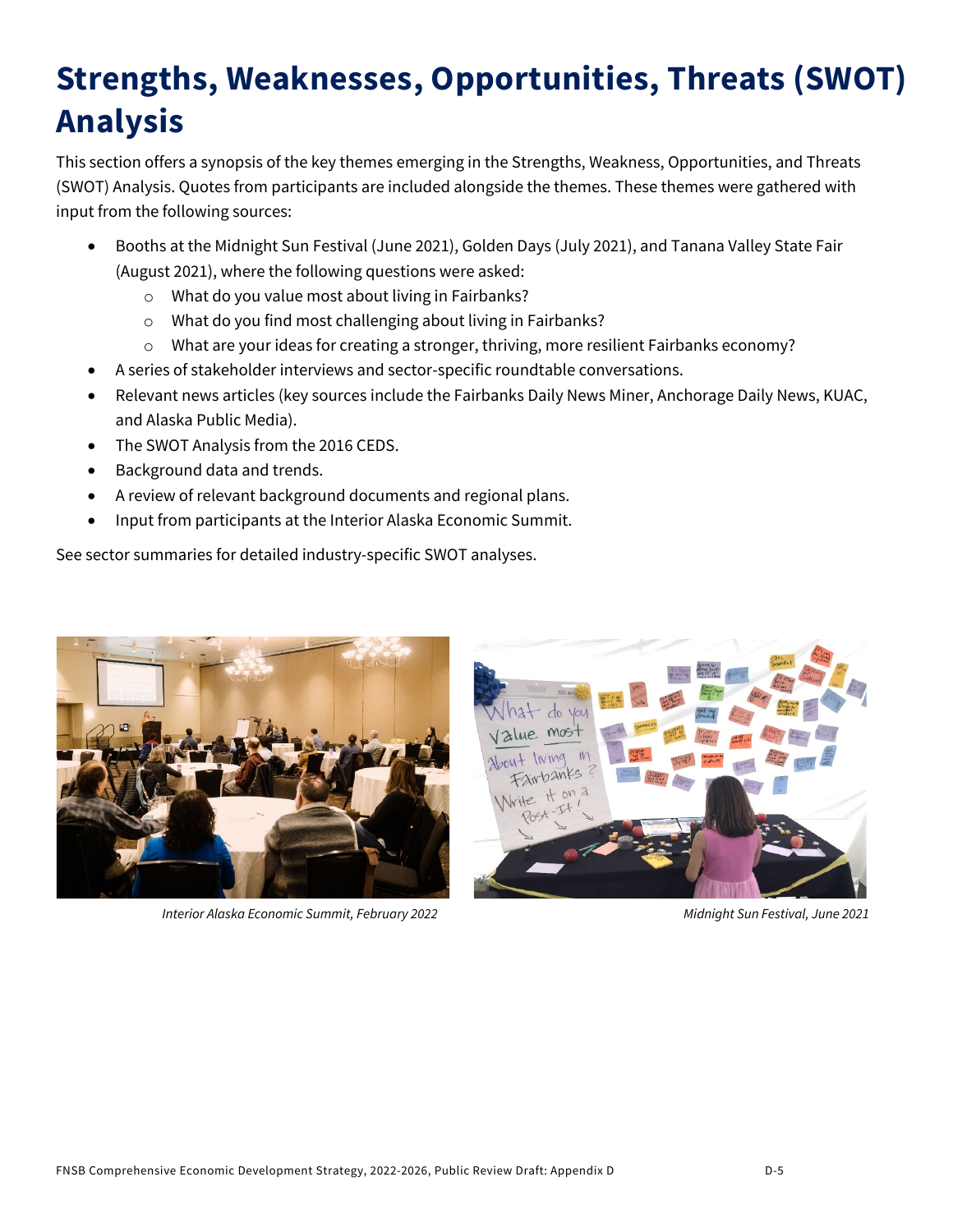# Strengths, Weaknesses, Opportunities, Threats (SWOT) Analysis

This section offers a synopsis of the key themes emerging in the Strengths, Weakness, Opportunities, and Threats (SWOT) Analysis. Quotes from participants are included alongside the themes. These themes were gathered with input from the following sources:

- Booths at the Midnight Sun Festival (June 2021), Golden Days (July 2021), and Tanana Valley State Fair (August 2021), where the following questions were asked:
  - What do you value most about living in Fairbanks?
  - What do you find most challenging about living in Fairbanks?
  - What are your ideas for creating a stronger, thriving, more resilient Fairbanks economy?
- A series of stakeholder interviews and sector-specific roundtable conversations.
- Relevant news articles (key sources include the Fairbanks Daily News Miner, Anchorage Daily News, KUAC, and Alaska Public Media).
- The SWOT Analysis from the 2016 CEDS.
- Background data and trends.
- A review of relevant background documents and regional plans.
- Input from participants at the Interior Alaska Economic Summit.

See sector summaries for detailed industry-specific SWOT analyses.

*Interior Alaska Economic Summit, February 2022*

*Midnight Sun Festival, June 2021*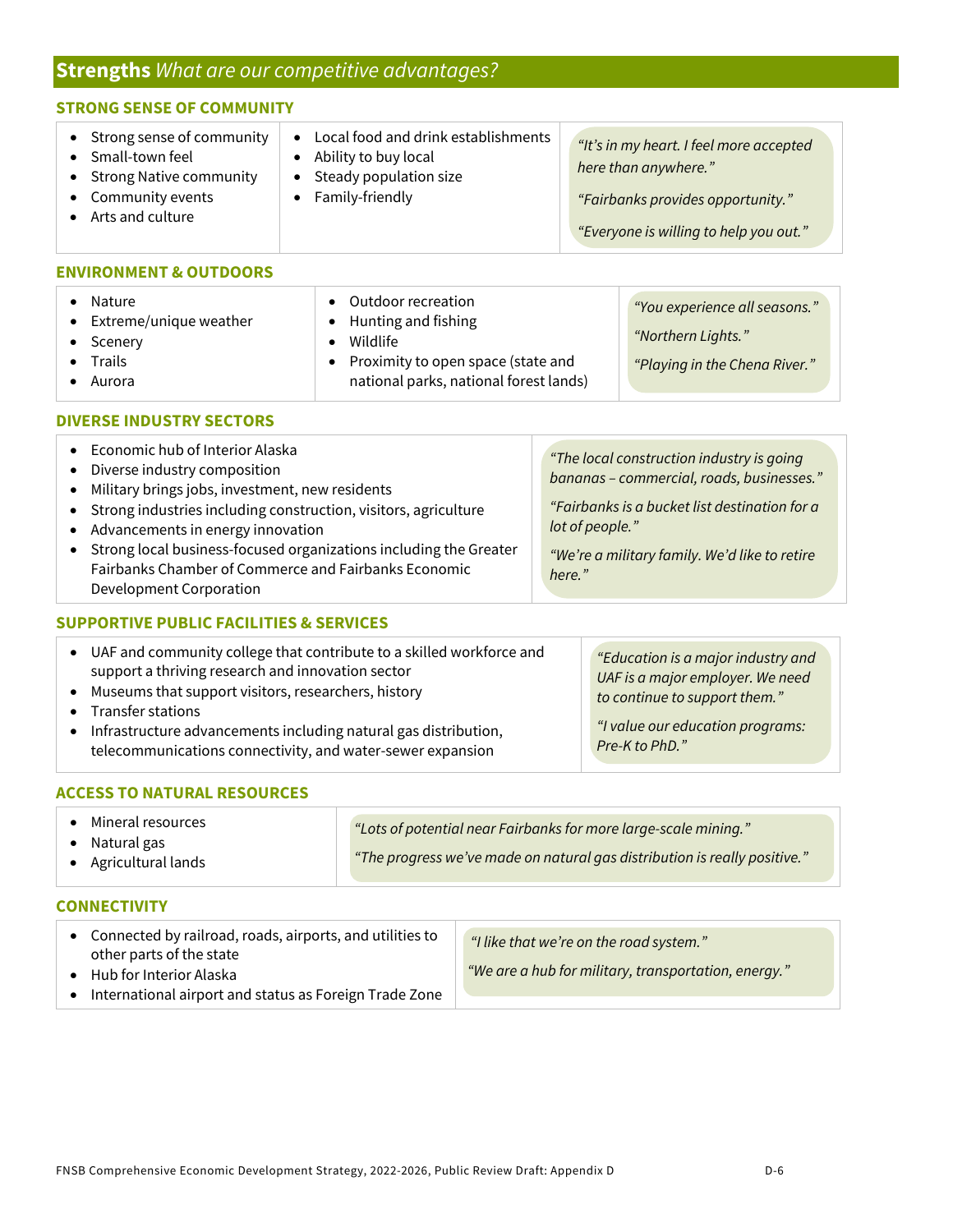## **Strengths** *What are our competitive advantages?*

### STRONG SENSE OF COMMUNITY

- Strong sense of community
- Small-town feel
- Strong Native community
- Community events
- Arts and culture
- Local food and drink establishments
- Ability to buy local
- Steady population size
- Family-friendly

*"It's in my heart. I feel more accepted here than anywhere."*

*"Fairbanks provides opportunity."*

*"Everyone is willing to help you out."*

### ENVIRONMENT & OUTDOORS

- Nature
- Extreme/unique weather
- Scenery
- Trails
- Aurora
- Outdoor recreation
- Hunting and fishing
- Wildlife
- Proximity to open space (state and national parks, national forest lands)

*"You experience all seasons."*

*"Northern Lights."*

*"Playing in the Chena River."*

### DIVERSE INDUSTRY SECTORS

- Economic hub of Interior Alaska
- Diverse industry composition
- Military brings jobs, investment, new residents
- Strong industries including construction, visitors, agriculture
- Advancements in energy innovation
- Strong local business-focused organizations including the Greater Fairbanks Chamber of Commerce and Fairbanks Economic Development Corporation

*"The local construction industry is going bananas – commercial, roads, businesses."*

*"Fairbanks is a bucket list destination for a lot of people."*

*"We're a military family. We'd like to retire here."*

### SUPPORTIVE PUBLIC FACILITIES & SERVICES

- UAF and community college that contribute to a skilled workforce and support a thriving research and innovation sector
- Museums that support visitors, researchers, history
- Transfer stations
- Infrastructure advancements including natural gas distribution, telecommunications connectivity, and water-sewer expansion

*"Education is a major industry and UAF is a major employer. We need to continue to support them."*

*"I value our education programs: Pre-K to PhD."*

### ACCESS TO NATURAL RESOURCES

- Mineral resources
- Natural gas
- Agricultural lands

*"Lots of potential near Fairbanks for more large-scale mining."*

*"The progress we've made on natural gas distribution is really positive."*

### CONNECTIVITY

- Connected by railroad, roads, airports, and utilities to other parts of the state
- Hub for Interior Alaska
- International airport and status as Foreign Trade Zone

*"I like that we're on the road system."*

*"We are a hub for military, transportation, energy."*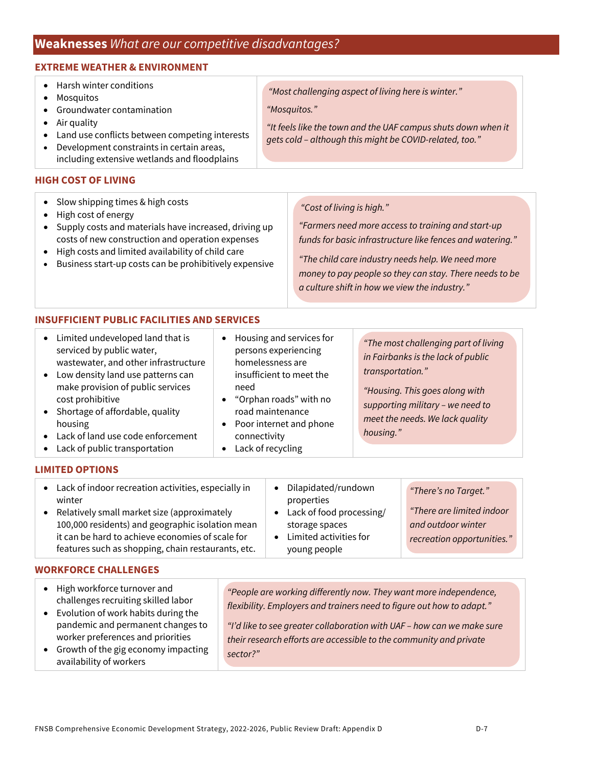## **Weaknesses** *What are our competitive disadvantages?*

### EXTREME WEATHER & ENVIRONMENT

- Harsh winter conditions
- Mosquitos
- Groundwater contamination
- Air quality
- Land use conflicts between competing interests
- Development constraints in certain areas, including extensive wetlands and floodplains

*"Most challenging aspect of living here is winter."*

*"Mosquitos."*

*"It feels like the town and the UAF campus shuts down when it gets cold – although this might be COVID-related, too."*

### HIGH COST OF LIVING

- Slow shipping times & high costs
- High cost of energy
- Supply costs and materials have increased, driving up costs of new construction and operation expenses
- High costs and limited availability of child care
- Business start-up costs can be prohibitively expensive

*"Cost of living is high."*

*"Farmers need more access to training and start-up funds for basic infrastructure like fences and watering."*

*"The child care industry needs help. We need more money to pay people so they can stay. There needs to be a culture shift in how we view the industry."*

### INSUFFICIENT PUBLIC FACILITIES AND SERVICES

- Limited undeveloped land that is serviced by public water, wastewater, and other infrastructure
- Low density land use patterns can make provision of public services cost prohibitive
- Shortage of affordable, quality housing
- Lack of land use code enforcement
- Lack of public transportation
- Housing and services for persons experiencing homelessness are insufficient to meet the need
- "Orphan roads" with no road maintenance
- Poor internet and phone connectivity
- Lack of recycling

*"The most challenging part of living in Fairbanks is the lack of public transportation."*

*"Housing. This goes along with supporting military – we need to meet the needs. We lack quality housing."*

### LIMITED OPTIONS

- Lack of indoor recreation activities, especially in winter
- Relatively small market size (approximately 100,000 residents) and geographic isolation mean it can be hard to achieve economies of scale for features such as shopping, chain restaurants, etc.
- Dilapidated/rundown properties
- Lack of food processing/ storage spaces
- Limited activities for young people

*"There's no Target."*

*"There are limited indoor and outdoor winter recreation opportunities."*

### WORKFORCE CHALLENGES

- High workforce turnover and challenges recruiting skilled labor
- Evolution of work habits during the pandemic and permanent changes to worker preferences and priorities
- Growth of the gig economy impacting availability of workers

*"People are working differently now. They want more independence, flexibility. Employers and trainers need to figure out how to adapt."*

*"I'd like to see greater collaboration with UAF – how can we make sure their research efforts are accessible to the community and private sector?"*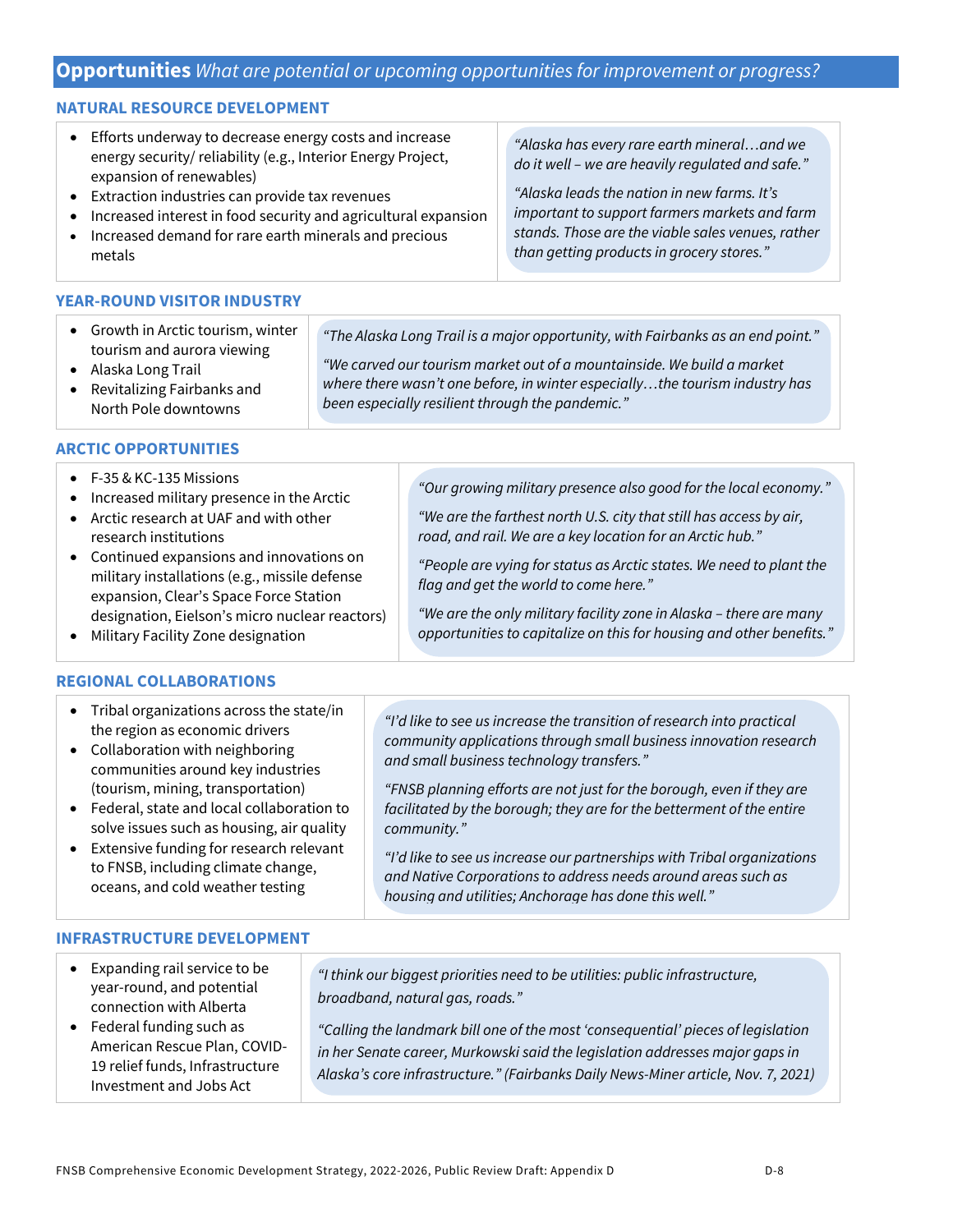## **Opportunities** *What are potential or upcoming opportunities for improvement or progress?*

### NATURAL RESOURCE DEVELOPMENT

- Efforts underway to decrease energy costs and increase energy security/ reliability (e.g., Interior Energy Project, expansion of renewables)
- Extraction industries can provide tax revenues
- Increased interest in food security and agricultural expansion
- Increased demand for rare earth minerals and precious metals

*"Alaska has every rare earth mineral…and we do it well – we are heavily regulated and safe."*

*"Alaska leads the nation in new farms. It's important to support farmers markets and farm stands. Those are the viable sales venues, rather than getting products in grocery stores."*

### YEAR-ROUND VISITOR INDUSTRY

- Growth in Arctic tourism, winter tourism and aurora viewing
- Alaska Long Trail
- Revitalizing Fairbanks and North Pole downtowns

*"The Alaska Long Trail is a major opportunity, with Fairbanks as an end point."*

*"We carved our tourism market out of a mountainside. We build a market where there wasn't one before, in winter especially…the tourism industry has been especially resilient through the pandemic."*

### ARCTIC OPPORTUNITIES

- F-35 & KC-135 Missions
- Increased military presence in the Arctic
- Arctic research at UAF and with other research institutions
- Continued expansions and innovations on military installations (e.g., missile defense expansion, Clear's Space Force Station designation, Eielson's micro nuclear reactors)
- Military Facility Zone designation

*"Our growing military presence also good for the local economy."*

*"We are the farthest north U.S. city that still has access by air, road, and rail. We are a key location for an Arctic hub."*

*"People are vying for status as Arctic states. We need to plant the flag and get the world to come here."*

*"We are the only military facility zone in Alaska – there are many opportunities to capitalize on this for housing and other benefits."*

### REGIONAL COLLABORATIONS

- Tribal organizations across the state/in the region as economic drivers
- Collaboration with neighboring communities around key industries (tourism, mining, transportation)
- Federal, state and local collaboration to solve issues such as housing, air quality
- Extensive funding for research relevant to FNSB, including climate change, oceans, and cold weather testing

*"I'd like to see us increase the transition of research into practical community applications through small business innovation research and small business technology transfers."*

*"FNSB planning efforts are not just for the borough, even if they are facilitated by the borough; they are for the betterment of the entire community."*

*"I'd like to see us increase our partnerships with Tribal organizations and Native Corporations to address needs around areas such as housing and utilities; Anchorage has done this well."*

### INFRASTRUCTURE DEVELOPMENT

- Expanding rail service to be year-round, and potential connection with Alberta
- Federal funding such as American Rescue Plan, COVID-19 relief funds, Infrastructure Investment and Jobs Act

*"I think our biggest priorities need to be utilities: public infrastructure, broadband, natural gas, roads."*

*"Calling the landmark bill one of the most 'consequential' pieces of legislation in her Senate career, Murkowski said the legislation addresses major gaps in Alaska's core infrastructure." (Fairbanks Daily News-Miner article, Nov. 7, 2021)*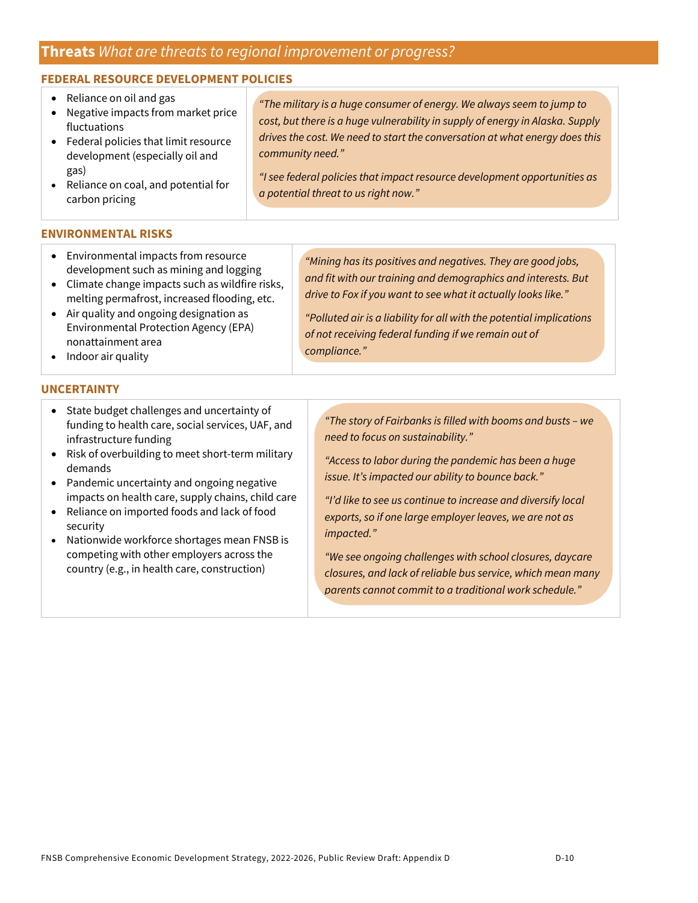## **Threats** *What are threats to regional improvement or progress?*

### FEDERAL RESOURCE DEVELOPMENT POLICIES

- Reliance on oil and gas
- Negative impacts from market price fluctuations
- Federal policies that limit resource development (especially oil and gas)
- Reliance on coal, and potential for carbon pricing

*"The military is a huge consumer of energy. We always seem to jump to cost, but there is a huge vulnerability in supply of energy in Alaska. Supply drives the cost. We need to start the conversation at what energy does this community need."*

*"I see federal policies that impact resource development opportunities as a potential threat to us right now."*

### ENVIRONMENTAL RISKS

- Environmental impacts from resource development such as mining and logging
- Climate change impacts such as wildfire risks, melting permafrost, increased flooding, etc.
- Air quality and ongoing designation as Environmental Protection Agency (EPA) nonattainment area
- Indoor air quality

*"Mining has its positives and negatives. They are good jobs, and fit with our training and demographics and interests. But drive to Fox if you want to see what it actually looks like."*

*"Polluted air is a liability for all with the potential implications of not receiving federal funding if we remain out of compliance."*

### UNCERTAINTY

- State budget challenges and uncertainty of funding to health care, social services, UAF, and infrastructure funding
- Risk of overbuilding to meet short-term military demands
- Pandemic uncertainty and ongoing negative impacts on health care, supply chains, child care
- Reliance on imported foods and lack of food security
- Nationwide workforce shortages mean FNSB is competing with other employers across the country (e.g., in health care, construction)

*"The story of Fairbanks is filled with booms and busts – we need to focus on sustainability."*

*"Access to labor during the pandemic has been a huge issue. It's impacted our ability to bounce back."*

*"I'd like to see us continue to increase and diversify local exports, so if one large employer leaves, we are not as impacted."*

*"We see ongoing challenges with school closures, daycare closures, and lack of reliable bus service, which mean many parents cannot commit to a traditional work schedule."*